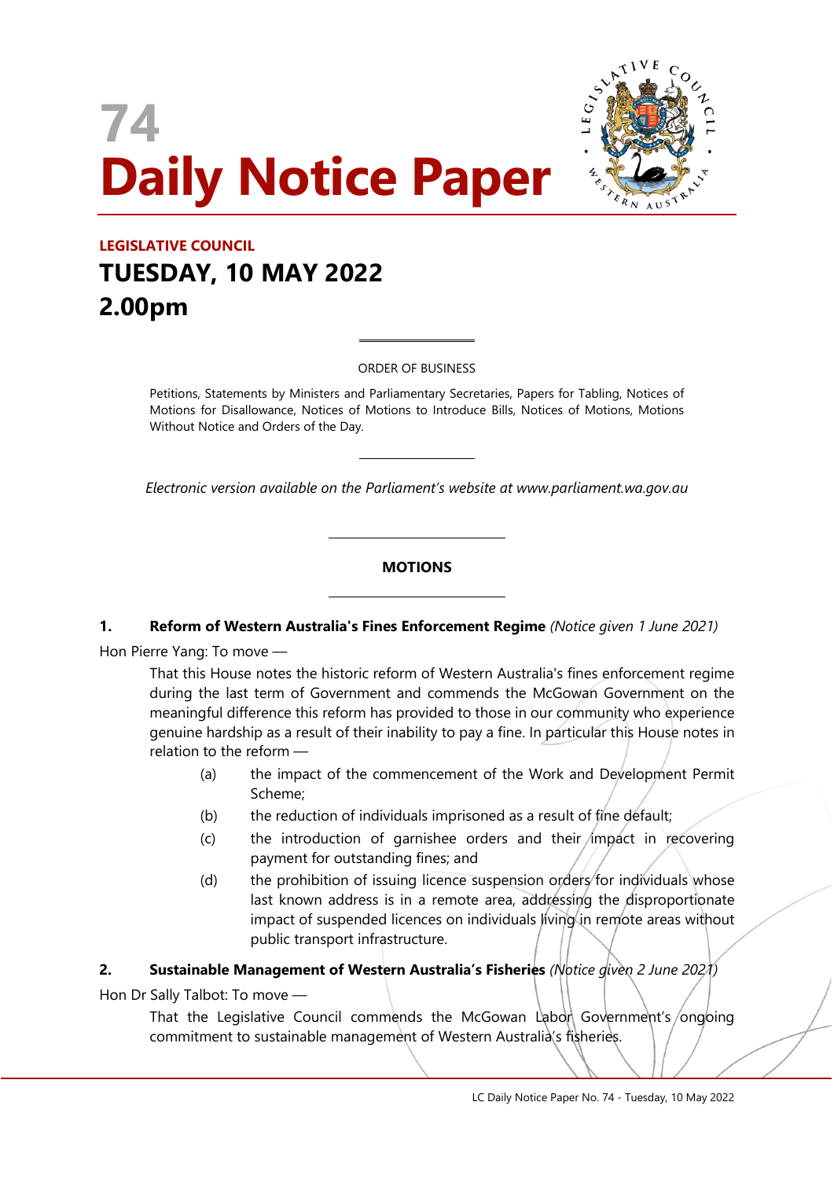# 74
# Daily Notice Paper

**LEGISLATIVE COUNCIL**

## TUESDAY, 10 MAY 2022
## 2.00pm

ORDER OF BUSINESS

Petitions, Statements by Ministers and Parliamentary Secretaries, Papers for Tabling, Notices of Motions for Disallowance, Notices of Motions to Introduce Bills, Notices of Motions, Motions Without Notice and Orders of the Day.

*Electronic version available on the Parliament's website at www.parliament.wa.gov.au*

### MOTIONS

**1. Reform of Western Australia's Fines Enforcement Regime** *(Notice given 1 June 2021)*

Hon Pierre Yang: To move —

That this House notes the historic reform of Western Australia's fines enforcement regime during the last term of Government and commends the McGowan Government on the meaningful difference this reform has provided to those in our community who experience genuine hardship as a result of their inability to pay a fine. In particular this House notes in relation to the reform —

(a) the impact of the commencement of the Work and Development Permit Scheme;

(b) the reduction of individuals imprisoned as a result of fine default;

(c) the introduction of garnishee orders and their impact in recovering payment for outstanding fines; and

(d) the prohibition of issuing licence suspension orders for individuals whose last known address is in a remote area, addressing the disproportionate impact of suspended licences on individuals living in remote areas without public transport infrastructure.

**2. Sustainable Management of Western Australia's Fisheries** *(Notice given 2 June 2021)*

Hon Dr Sally Talbot: To move —

That the Legislative Council commends the McGowan Labor Government's ongoing commitment to sustainable management of Western Australia's fisheries.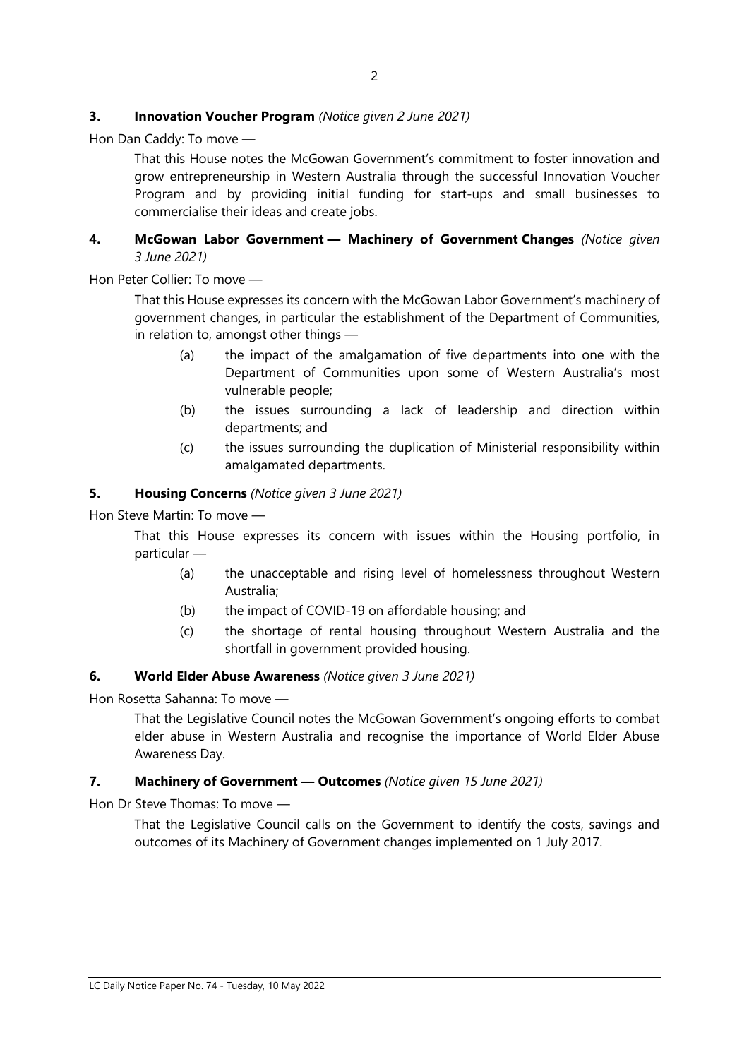**3. Innovation Voucher Program** *(Notice given 2 June 2021)*

Hon Dan Caddy: To move —

> That this House notes the McGowan Government's commitment to foster innovation and grow entrepreneurship in Western Australia through the successful Innovation Voucher Program and by providing initial funding for start-ups and small businesses to commercialise their ideas and create jobs.

**4. McGowan Labor Government — Machinery of Government Changes** *(Notice given 3 June 2021)*

Hon Peter Collier: To move —

> That this House expresses its concern with the McGowan Labor Government's machinery of government changes, in particular the establishment of the Department of Communities, in relation to, amongst other things —
>
> (a) the impact of the amalgamation of five departments into one with the Department of Communities upon some of Western Australia's most vulnerable people;
>
> (b) the issues surrounding a lack of leadership and direction within departments; and
>
> (c) the issues surrounding the duplication of Ministerial responsibility within amalgamated departments.

**5. Housing Concerns** *(Notice given 3 June 2021)*

Hon Steve Martin: To move —

> That this House expresses its concern with issues within the Housing portfolio, in particular —
>
> (a) the unacceptable and rising level of homelessness throughout Western Australia;
>
> (b) the impact of COVID-19 on affordable housing; and
>
> (c) the shortage of rental housing throughout Western Australia and the shortfall in government provided housing.

**6. World Elder Abuse Awareness** *(Notice given 3 June 2021)*

Hon Rosetta Sahanna: To move —

> That the Legislative Council notes the McGowan Government's ongoing efforts to combat elder abuse in Western Australia and recognise the importance of World Elder Abuse Awareness Day.

**7. Machinery of Government — Outcomes** *(Notice given 15 June 2021)*

Hon Dr Steve Thomas: To move —

> That the Legislative Council calls on the Government to identify the costs, savings and outcomes of its Machinery of Government changes implemented on 1 July 2017.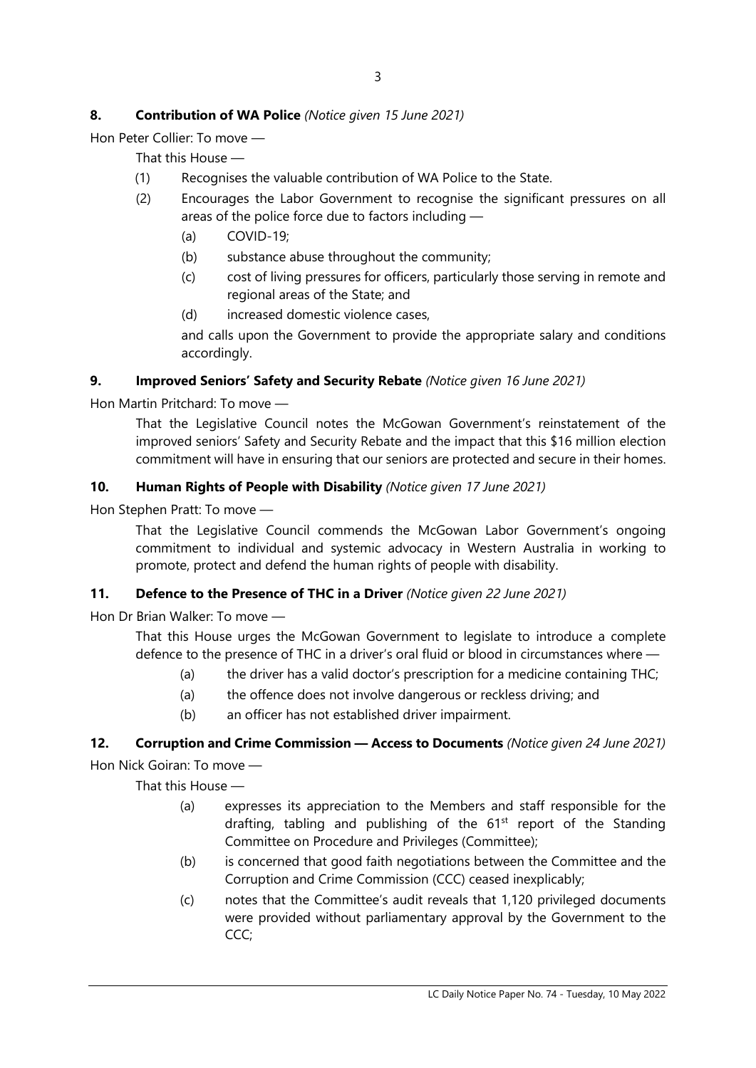**8. Contribution of WA Police** *(Notice given 15 June 2021)*

Hon Peter Collier: To move —

That this House —

(1) Recognises the valuable contribution of WA Police to the State.

(2) Encourages the Labor Government to recognise the significant pressures on all areas of the police force due to factors including —

(a) COVID-19;

(b) substance abuse throughout the community;

(c) cost of living pressures for officers, particularly those serving in remote and regional areas of the State; and

(d) increased domestic violence cases,

and calls upon the Government to provide the appropriate salary and conditions accordingly.

**9. Improved Seniors' Safety and Security Rebate** *(Notice given 16 June 2021)*

Hon Martin Pritchard: To move —

That the Legislative Council notes the McGowan Government's reinstatement of the improved seniors' Safety and Security Rebate and the impact that this $16 million election commitment will have in ensuring that our seniors are protected and secure in their homes.

**10. Human Rights of People with Disability** *(Notice given 17 June 2021)*

Hon Stephen Pratt: To move —

That the Legislative Council commends the McGowan Labor Government's ongoing commitment to individual and systemic advocacy in Western Australia in working to promote, protect and defend the human rights of people with disability.

**11. Defence to the Presence of THC in a Driver** *(Notice given 22 June 2021)*

Hon Dr Brian Walker: To move —

That this House urges the McGowan Government to legislate to introduce a complete defence to the presence of THC in a driver's oral fluid or blood in circumstances where —

(a) the driver has a valid doctor's prescription for a medicine containing THC;

(a) the offence does not involve dangerous or reckless driving; and

(b) an officer has not established driver impairment.

**12. Corruption and Crime Commission — Access to Documents** *(Notice given 24 June 2021)*

Hon Nick Goiran: To move —

That this House —

(a) expresses its appreciation to the Members and staff responsible for the drafting, tabling and publishing of the 61st report of the Standing Committee on Procedure and Privileges (Committee);

(b) is concerned that good faith negotiations between the Committee and the Corruption and Crime Commission (CCC) ceased inexplicably;

(c) notes that the Committee's audit reveals that 1,120 privileged documents were provided without parliamentary approval by the Government to the CCC;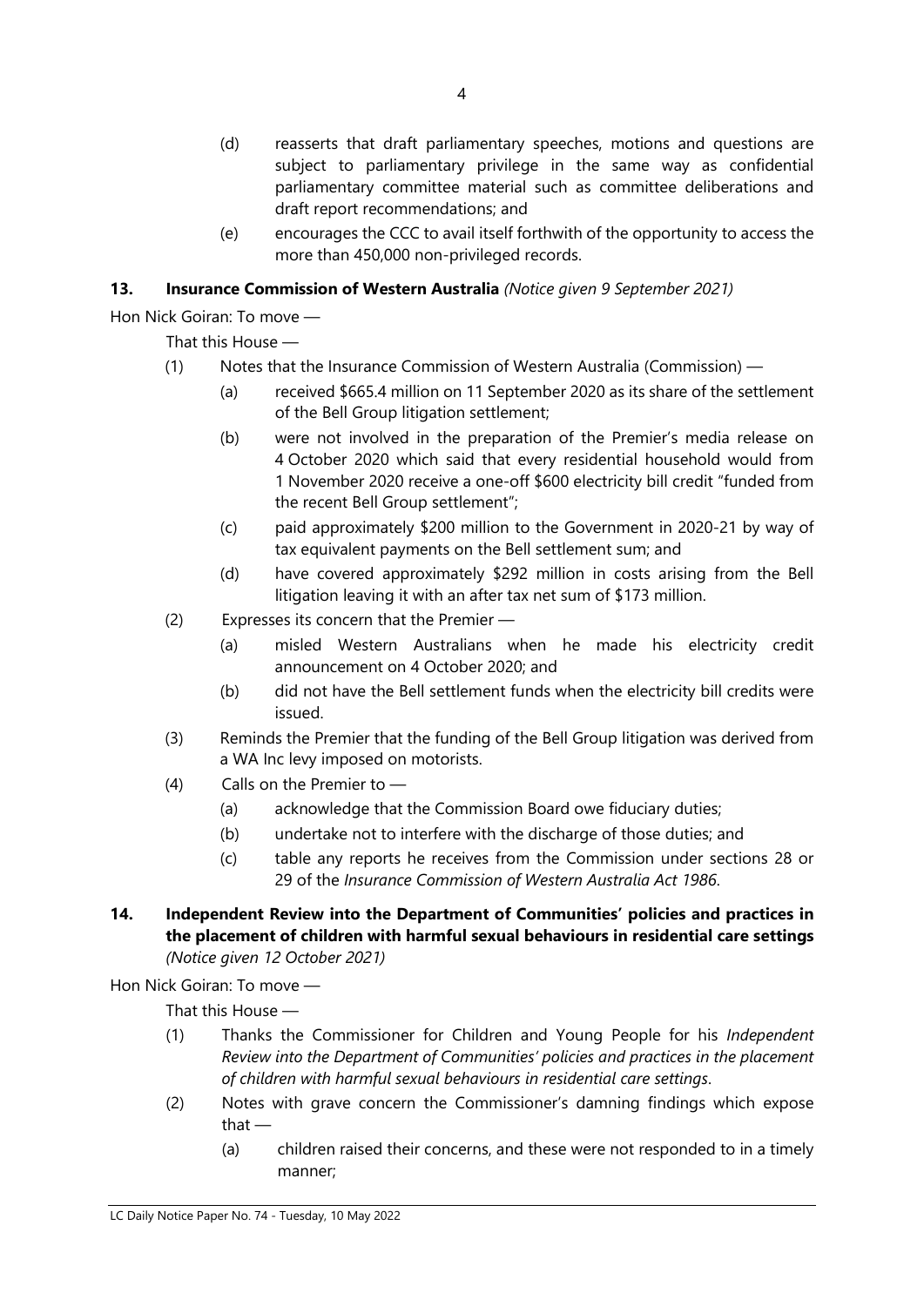(d) reasserts that draft parliamentary speeches, motions and questions are subject to parliamentary privilege in the same way as confidential parliamentary committee material such as committee deliberations and draft report recommendations; and

(e) encourages the CCC to avail itself forthwith of the opportunity to access the more than 450,000 non-privileged records.

**13. Insurance Commission of Western Australia** *(Notice given 9 September 2021)*

Hon Nick Goiran: To move —

That this House —

(1) Notes that the Insurance Commission of Western Australia (Commission) —

(a) received $665.4 million on 11 September 2020 as its share of the settlement of the Bell Group litigation settlement;

(b) were not involved in the preparation of the Premier's media release on 4 October 2020 which said that every residential household would from 1 November 2020 receive a one-off $600 electricity bill credit "funded from the recent Bell Group settlement";

(c) paid approximately $200 million to the Government in 2020-21 by way of tax equivalent payments on the Bell settlement sum; and

(d) have covered approximately $292 million in costs arising from the Bell litigation leaving it with an after tax net sum of $173 million.

(2) Expresses its concern that the Premier —

(a) misled Western Australians when he made his electricity credit announcement on 4 October 2020; and

(b) did not have the Bell settlement funds when the electricity bill credits were issued.

(3) Reminds the Premier that the funding of the Bell Group litigation was derived from a WA Inc levy imposed on motorists.

(4) Calls on the Premier to —

(a) acknowledge that the Commission Board owe fiduciary duties;

(b) undertake not to interfere with the discharge of those duties; and

(c) table any reports he receives from the Commission under sections 28 or 29 of the *Insurance Commission of Western Australia Act 1986*.

**14. Independent Review into the Department of Communities' policies and practices in the placement of children with harmful sexual behaviours in residential care settings** *(Notice given 12 October 2021)*

Hon Nick Goiran: To move —

That this House —

(1) Thanks the Commissioner for Children and Young People for his *Independent Review into the Department of Communities' policies and practices in the placement of children with harmful sexual behaviours in residential care settings*.

(2) Notes with grave concern the Commissioner's damning findings which expose that —

(a) children raised their concerns, and these were not responded to in a timely manner;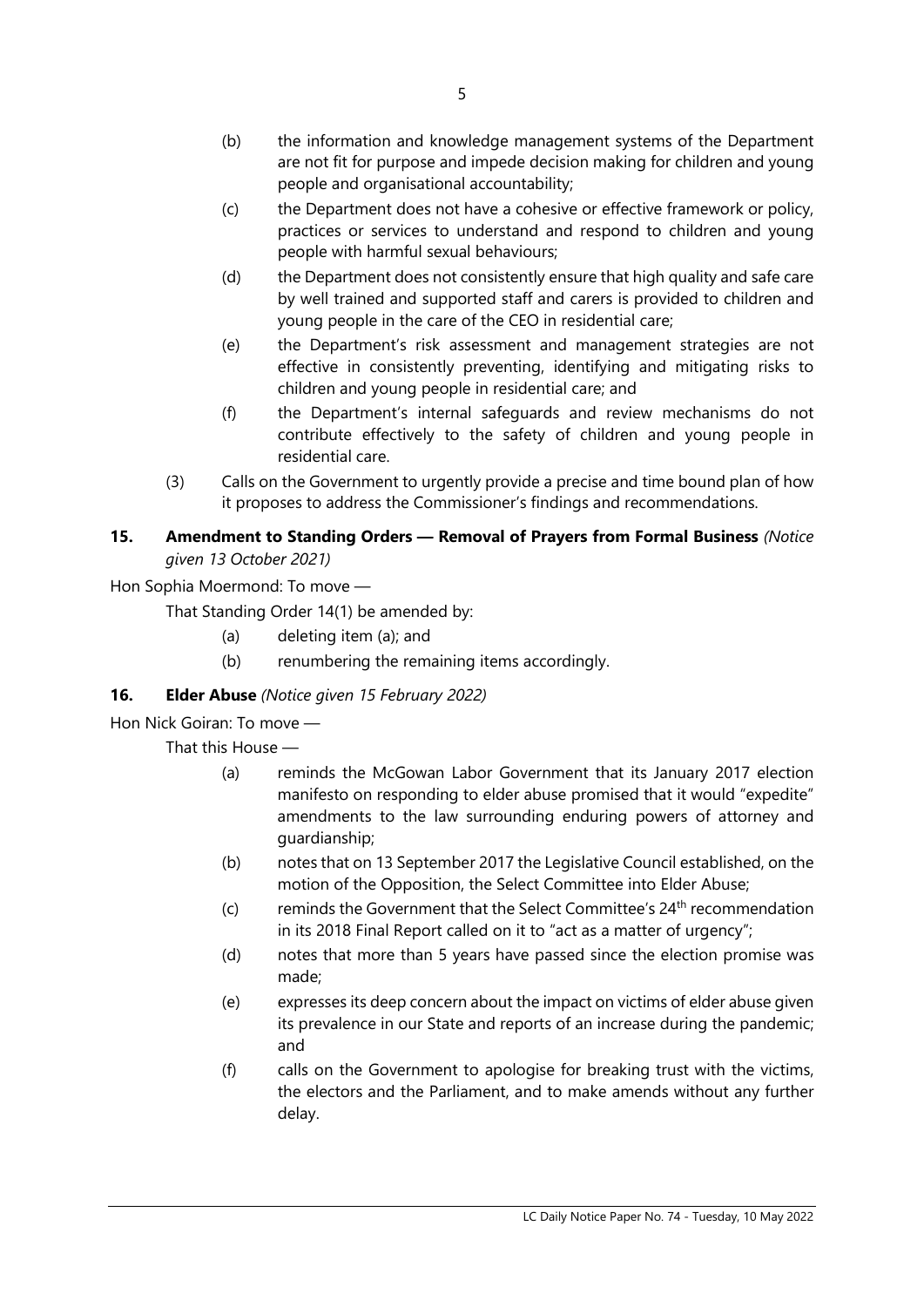(b) the information and knowledge management systems of the Department are not fit for purpose and impede decision making for children and young people and organisational accountability;

(c) the Department does not have a cohesive or effective framework or policy, practices or services to understand and respond to children and young people with harmful sexual behaviours;

(d) the Department does not consistently ensure that high quality and safe care by well trained and supported staff and carers is provided to children and young people in the care of the CEO in residential care;

(e) the Department's risk assessment and management strategies are not effective in consistently preventing, identifying and mitigating risks to children and young people in residential care; and

(f) the Department's internal safeguards and review mechanisms do not contribute effectively to the safety of children and young people in residential care.

(3) Calls on the Government to urgently provide a precise and time bound plan of how it proposes to address the Commissioner's findings and recommendations.

**15. Amendment to Standing Orders — Removal of Prayers from Formal Business** *(Notice given 13 October 2021)*

Hon Sophia Moermond: To move —

That Standing Order 14(1) be amended by:

(a) deleting item (a); and

(b) renumbering the remaining items accordingly.

**16. Elder Abuse** *(Notice given 15 February 2022)*

Hon Nick Goiran: To move —

That this House —

(a) reminds the McGowan Labor Government that its January 2017 election manifesto on responding to elder abuse promised that it would "expedite" amendments to the law surrounding enduring powers of attorney and guardianship;

(b) notes that on 13 September 2017 the Legislative Council established, on the motion of the Opposition, the Select Committee into Elder Abuse;

(c) reminds the Government that the Select Committee's 24th recommendation in its 2018 Final Report called on it to "act as a matter of urgency";

(d) notes that more than 5 years have passed since the election promise was made;

(e) expresses its deep concern about the impact on victims of elder abuse given its prevalence in our State and reports of an increase during the pandemic; and

(f) calls on the Government to apologise for breaking trust with the victims, the electors and the Parliament, and to make amends without any further delay.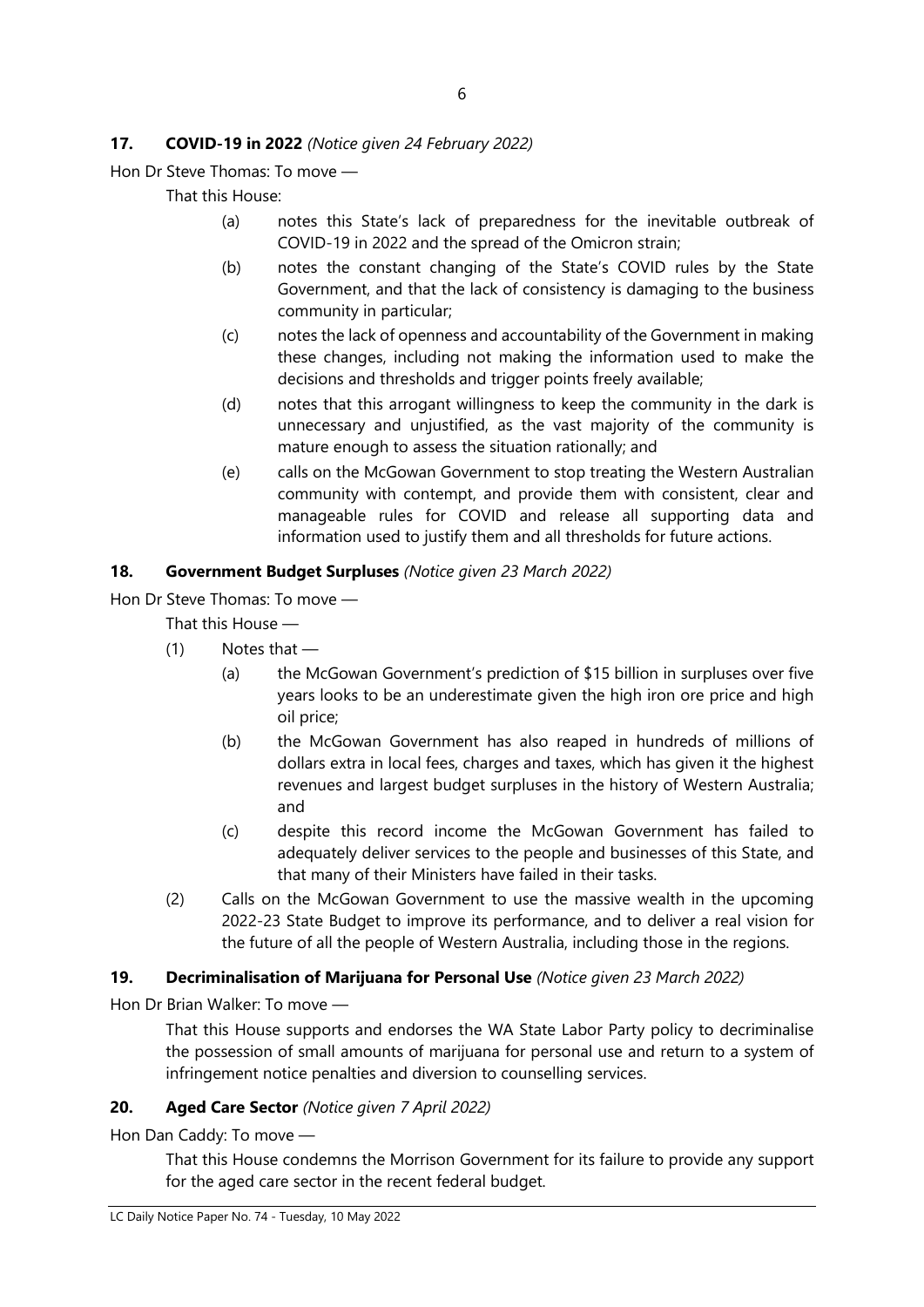**17. COVID-19 in 2022** *(Notice given 24 February 2022)*

Hon Dr Steve Thomas: To move —

That this House:

(a) notes this State's lack of preparedness for the inevitable outbreak of COVID-19 in 2022 and the spread of the Omicron strain;

(b) notes the constant changing of the State's COVID rules by the State Government, and that the lack of consistency is damaging to the business community in particular;

(c) notes the lack of openness and accountability of the Government in making these changes, including not making the information used to make the decisions and thresholds and trigger points freely available;

(d) notes that this arrogant willingness to keep the community in the dark is unnecessary and unjustified, as the vast majority of the community is mature enough to assess the situation rationally; and

(e) calls on the McGowan Government to stop treating the Western Australian community with contempt, and provide them with consistent, clear and manageable rules for COVID and release all supporting data and information used to justify them and all thresholds for future actions.

**18. Government Budget Surpluses** *(Notice given 23 March 2022)*

Hon Dr Steve Thomas: To move —

That this House —

(1) Notes that —

(a) the McGowan Government's prediction of $15 billion in surpluses over five years looks to be an underestimate given the high iron ore price and high oil price;

(b) the McGowan Government has also reaped in hundreds of millions of dollars extra in local fees, charges and taxes, which has given it the highest revenues and largest budget surpluses in the history of Western Australia; and

(c) despite this record income the McGowan Government has failed to adequately deliver services to the people and businesses of this State, and that many of their Ministers have failed in their tasks.

(2) Calls on the McGowan Government to use the massive wealth in the upcoming 2022-23 State Budget to improve its performance, and to deliver a real vision for the future of all the people of Western Australia, including those in the regions.

**19. Decriminalisation of Marijuana for Personal Use** *(Notice given 23 March 2022)*

Hon Dr Brian Walker: To move —

That this House supports and endorses the WA State Labor Party policy to decriminalise the possession of small amounts of marijuana for personal use and return to a system of infringement notice penalties and diversion to counselling services.

**20. Aged Care Sector** *(Notice given 7 April 2022)*

Hon Dan Caddy: To move —

That this House condemns the Morrison Government for its failure to provide any support for the aged care sector in the recent federal budget.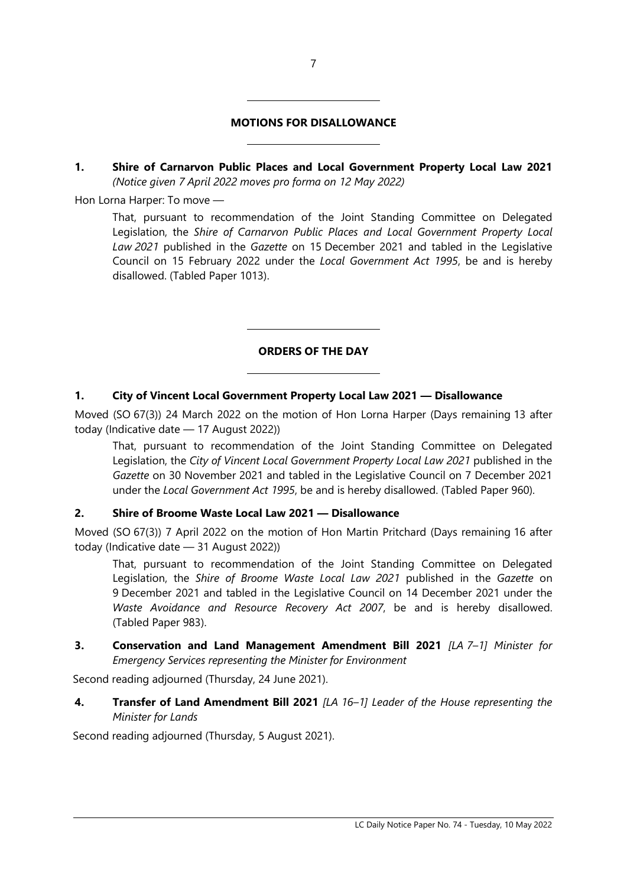## MOTIONS FOR DISALLOWANCE

**1. Shire of Carnarvon Public Places and Local Government Property Local Law 2021**
*(Notice given 7 April 2022 moves pro forma on 12 May 2022)*

Hon Lorna Harper: To move —

> That, pursuant to recommendation of the Joint Standing Committee on Delegated Legislation, the *Shire of Carnarvon Public Places and Local Government Property Local Law 2021* published in the *Gazette* on 15 December 2021 and tabled in the Legislative Council on 15 February 2022 under the *Local Government Act 1995*, be and is hereby disallowed. (Tabled Paper 1013).

## ORDERS OF THE DAY

**1. City of Vincent Local Government Property Local Law 2021 — Disallowance**

Moved (SO 67(3)) 24 March 2022 on the motion of Hon Lorna Harper (Days remaining 13 after today (Indicative date — 17 August 2022))

> That, pursuant to recommendation of the Joint Standing Committee on Delegated Legislation, the *City of Vincent Local Government Property Local Law 2021* published in the *Gazette* on 30 November 2021 and tabled in the Legislative Council on 7 December 2021 under the *Local Government Act 1995*, be and is hereby disallowed. (Tabled Paper 960).

**2. Shire of Broome Waste Local Law 2021 — Disallowance**

Moved (SO 67(3)) 7 April 2022 on the motion of Hon Martin Pritchard (Days remaining 16 after today (Indicative date — 31 August 2022))

> That, pursuant to recommendation of the Joint Standing Committee on Delegated Legislation, the *Shire of Broome Waste Local Law 2021* published in the *Gazette* on 9 December 2021 and tabled in the Legislative Council on 14 December 2021 under the *Waste Avoidance and Resource Recovery Act 2007*, be and is hereby disallowed. (Tabled Paper 983).

**3. Conservation and Land Management Amendment Bill 2021** *[LA 7–1] Minister for Emergency Services representing the Minister for Environment*

Second reading adjourned (Thursday, 24 June 2021).

**4. Transfer of Land Amendment Bill 2021** *[LA 16–1] Leader of the House representing the Minister for Lands*

Second reading adjourned (Thursday, 5 August 2021).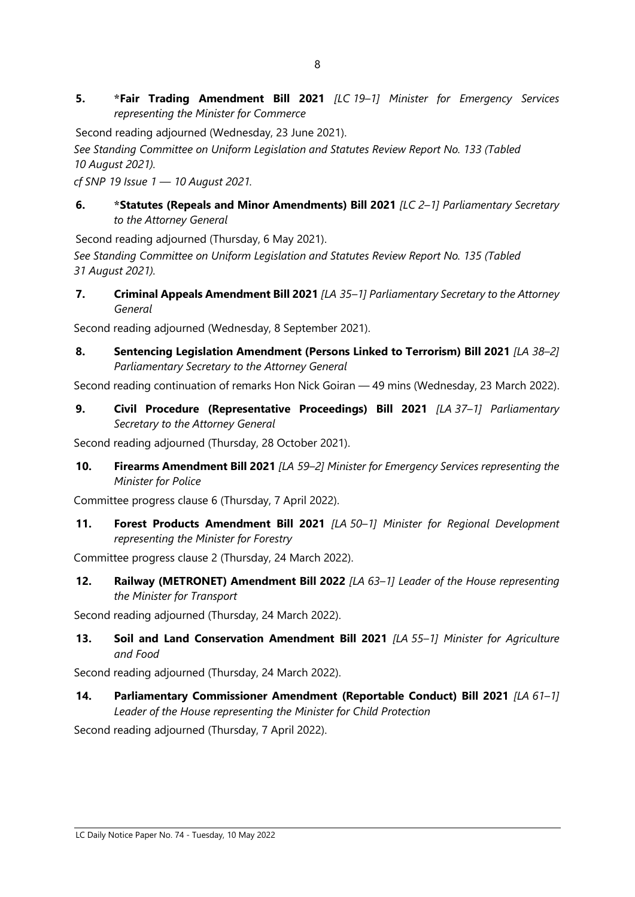**5. \*Fair Trading Amendment Bill 2021** *[LC 19–1] Minister for Emergency Services representing the Minister for Commerce*

Second reading adjourned (Wednesday, 23 June 2021).

*See Standing Committee on Uniform Legislation and Statutes Review Report No. 133 (Tabled 10 August 2021).*

*cf SNP 19 Issue 1 — 10 August 2021.*

**6. \*Statutes (Repeals and Minor Amendments) Bill 2021** *[LC 2–1] Parliamentary Secretary to the Attorney General*

Second reading adjourned (Thursday, 6 May 2021).

*See Standing Committee on Uniform Legislation and Statutes Review Report No. 135 (Tabled 31 August 2021).*

**7. Criminal Appeals Amendment Bill 2021** *[LA 35–1] Parliamentary Secretary to the Attorney General*

Second reading adjourned (Wednesday, 8 September 2021).

**8. Sentencing Legislation Amendment (Persons Linked to Terrorism) Bill 2021** *[LA 38–2] Parliamentary Secretary to the Attorney General*

Second reading continuation of remarks Hon Nick Goiran — 49 mins (Wednesday, 23 March 2022).

**9. Civil Procedure (Representative Proceedings) Bill 2021** *[LA 37–1] Parliamentary Secretary to the Attorney General*

Second reading adjourned (Thursday, 28 October 2021).

**10. Firearms Amendment Bill 2021** *[LA 59–2] Minister for Emergency Services representing the Minister for Police*

Committee progress clause 6 (Thursday, 7 April 2022).

**11. Forest Products Amendment Bill 2021** *[LA 50–1] Minister for Regional Development representing the Minister for Forestry*

Committee progress clause 2 (Thursday, 24 March 2022).

**12. Railway (METRONET) Amendment Bill 2022** *[LA 63–1] Leader of the House representing the Minister for Transport*

Second reading adjourned (Thursday, 24 March 2022).

**13. Soil and Land Conservation Amendment Bill 2021** *[LA 55–1] Minister for Agriculture and Food*

Second reading adjourned (Thursday, 24 March 2022).

**14. Parliamentary Commissioner Amendment (Reportable Conduct) Bill 2021** *[LA 61–1] Leader of the House representing the Minister for Child Protection*

Second reading adjourned (Thursday, 7 April 2022).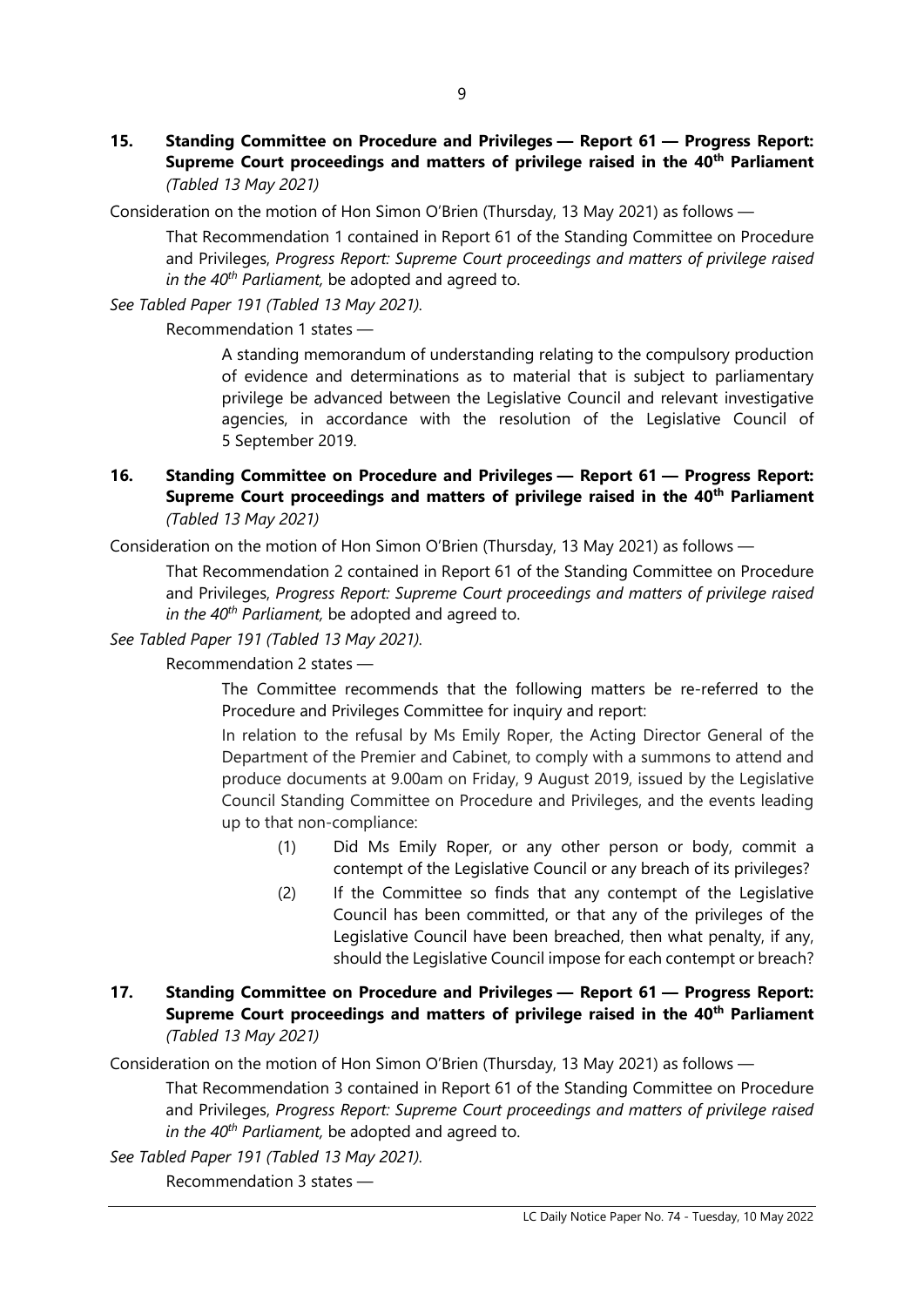**15. Standing Committee on Procedure and Privileges — Report 61 — Progress Report: Supreme Court proceedings and matters of privilege raised in the 40th Parliament** *(Tabled 13 May 2021)*

Consideration on the motion of Hon Simon O'Brien (Thursday, 13 May 2021) as follows —

> That Recommendation 1 contained in Report 61 of the Standing Committee on Procedure and Privileges, *Progress Report: Supreme Court proceedings and matters of privilege raised in the 40th Parliament,* be adopted and agreed to.

*See Tabled Paper 191 (Tabled 13 May 2021).*

> Recommendation 1 states —
>
> > A standing memorandum of understanding relating to the compulsory production of evidence and determinations as to material that is subject to parliamentary privilege be advanced between the Legislative Council and relevant investigative agencies, in accordance with the resolution of the Legislative Council of 5 September 2019.

**16. Standing Committee on Procedure and Privileges — Report 61 — Progress Report: Supreme Court proceedings and matters of privilege raised in the 40th Parliament** *(Tabled 13 May 2021)*

Consideration on the motion of Hon Simon O'Brien (Thursday, 13 May 2021) as follows —

> That Recommendation 2 contained in Report 61 of the Standing Committee on Procedure and Privileges, *Progress Report: Supreme Court proceedings and matters of privilege raised in the 40th Parliament,* be adopted and agreed to.

*See Tabled Paper 191 (Tabled 13 May 2021).*

> Recommendation 2 states —
>
> > The Committee recommends that the following matters be re-referred to the Procedure and Privileges Committee for inquiry and report:
> >
> > In relation to the refusal by Ms Emily Roper, the Acting Director General of the Department of the Premier and Cabinet, to comply with a summons to attend and produce documents at 9.00am on Friday, 9 August 2019, issued by the Legislative Council Standing Committee on Procedure and Privileges, and the events leading up to that non-compliance:
> >
> > (1) Did Ms Emily Roper, or any other person or body, commit a contempt of the Legislative Council or any breach of its privileges?
> >
> > (2) If the Committee so finds that any contempt of the Legislative Council has been committed, or that any of the privileges of the Legislative Council have been breached, then what penalty, if any, should the Legislative Council impose for each contempt or breach?

**17. Standing Committee on Procedure and Privileges — Report 61 — Progress Report: Supreme Court proceedings and matters of privilege raised in the 40th Parliament** *(Tabled 13 May 2021)*

Consideration on the motion of Hon Simon O'Brien (Thursday, 13 May 2021) as follows —

> That Recommendation 3 contained in Report 61 of the Standing Committee on Procedure and Privileges, *Progress Report: Supreme Court proceedings and matters of privilege raised in the 40th Parliament,* be adopted and agreed to.

*See Tabled Paper 191 (Tabled 13 May 2021).*

> Recommendation 3 states —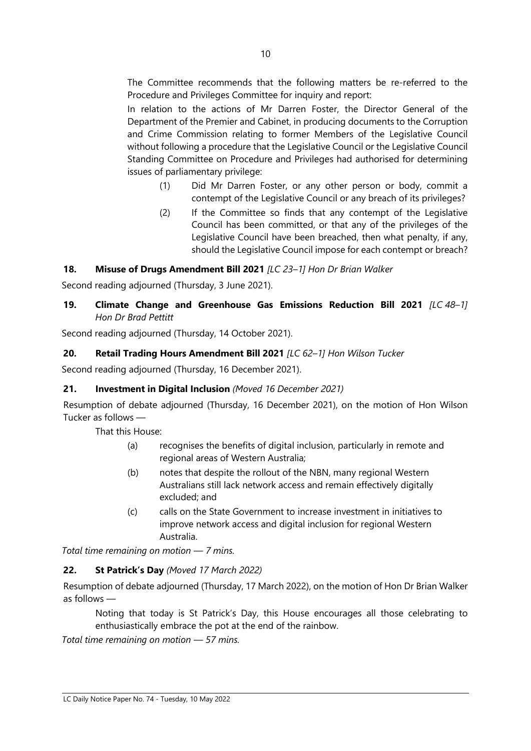The Committee recommends that the following matters be re-referred to the Procedure and Privileges Committee for inquiry and report:

In relation to the actions of Mr Darren Foster, the Director General of the Department of the Premier and Cabinet, in producing documents to the Corruption and Crime Commission relating to former Members of the Legislative Council without following a procedure that the Legislative Council or the Legislative Council Standing Committee on Procedure and Privileges had authorised for determining issues of parliamentary privilege:

(1) Did Mr Darren Foster, or any other person or body, commit a contempt of the Legislative Council or any breach of its privileges?

(2) If the Committee so finds that any contempt of the Legislative Council has been committed, or that any of the privileges of the Legislative Council have been breached, then what penalty, if any, should the Legislative Council impose for each contempt or breach?

### 18. Misuse of Drugs Amendment Bill 2021 *[LC 23–1] Hon Dr Brian Walker*

Second reading adjourned (Thursday, 3 June 2021).

### 19. Climate Change and Greenhouse Gas Emissions Reduction Bill 2021 *[LC 48–1] Hon Dr Brad Pettitt*

Second reading adjourned (Thursday, 14 October 2021).

### 20. Retail Trading Hours Amendment Bill 2021 *[LC 62–1] Hon Wilson Tucker*

Second reading adjourned (Thursday, 16 December 2021).

### 21. Investment in Digital Inclusion *(Moved 16 December 2021)*

Resumption of debate adjourned (Thursday, 16 December 2021), on the motion of Hon Wilson Tucker as follows —

That this House:

(a) recognises the benefits of digital inclusion, particularly in remote and regional areas of Western Australia;

(b) notes that despite the rollout of the NBN, many regional Western Australians still lack network access and remain effectively digitally excluded; and

(c) calls on the State Government to increase investment in initiatives to improve network access and digital inclusion for regional Western Australia.

*Total time remaining on motion — 7 mins.*

### 22. St Patrick's Day *(Moved 17 March 2022)*

Resumption of debate adjourned (Thursday, 17 March 2022), on the motion of Hon Dr Brian Walker as follows —

Noting that today is St Patrick's Day, this House encourages all those celebrating to enthusiastically embrace the pot at the end of the rainbow.

*Total time remaining on motion — 57 mins.*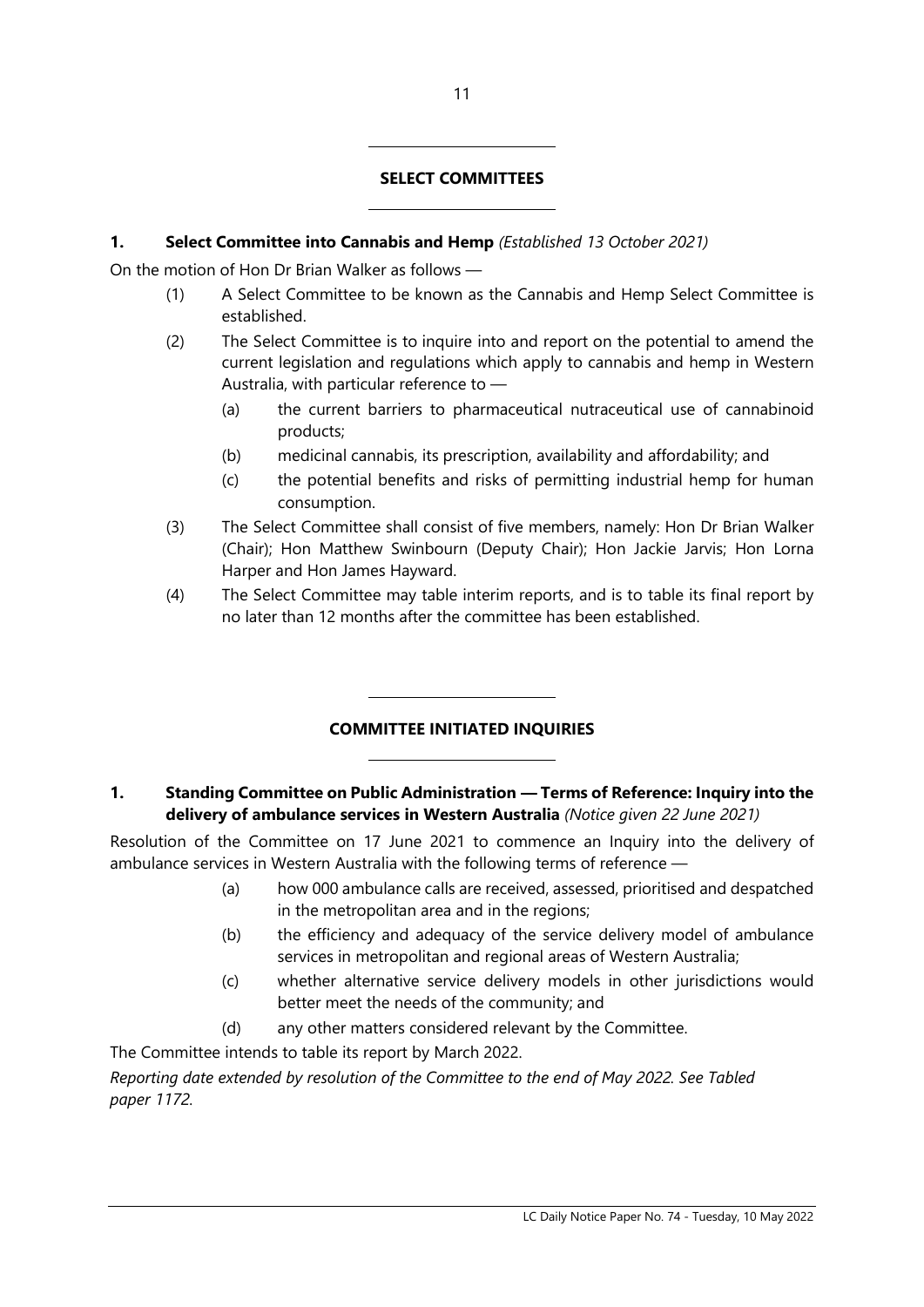## SELECT COMMITTEES

### 1. Select Committee into Cannabis and Hemp *(Established 13 October 2021)*

On the motion of Hon Dr Brian Walker as follows —

(1) A Select Committee to be known as the Cannabis and Hemp Select Committee is established.

(2) The Select Committee is to inquire into and report on the potential to amend the current legislation and regulations which apply to cannabis and hemp in Western Australia, with particular reference to —

  (a) the current barriers to pharmaceutical nutraceutical use of cannabinoid products;

  (b) medicinal cannabis, its prescription, availability and affordability; and

  (c) the potential benefits and risks of permitting industrial hemp for human consumption.

(3) The Select Committee shall consist of five members, namely: Hon Dr Brian Walker (Chair); Hon Matthew Swinbourn (Deputy Chair); Hon Jackie Jarvis; Hon Lorna Harper and Hon James Hayward.

(4) The Select Committee may table interim reports, and is to table its final report by no later than 12 months after the committee has been established.

## COMMITTEE INITIATED INQUIRIES

### 1. Standing Committee on Public Administration — Terms of Reference: Inquiry into the delivery of ambulance services in Western Australia *(Notice given 22 June 2021)*

Resolution of the Committee on 17 June 2021 to commence an Inquiry into the delivery of ambulance services in Western Australia with the following terms of reference —

  (a) how 000 ambulance calls are received, assessed, prioritised and despatched in the metropolitan area and in the regions;

  (b) the efficiency and adequacy of the service delivery model of ambulance services in metropolitan and regional areas of Western Australia;

  (c) whether alternative service delivery models in other jurisdictions would better meet the needs of the community; and

  (d) any other matters considered relevant by the Committee.

The Committee intends to table its report by March 2022.

*Reporting date extended by resolution of the Committee to the end of May 2022. See Tabled paper 1172.*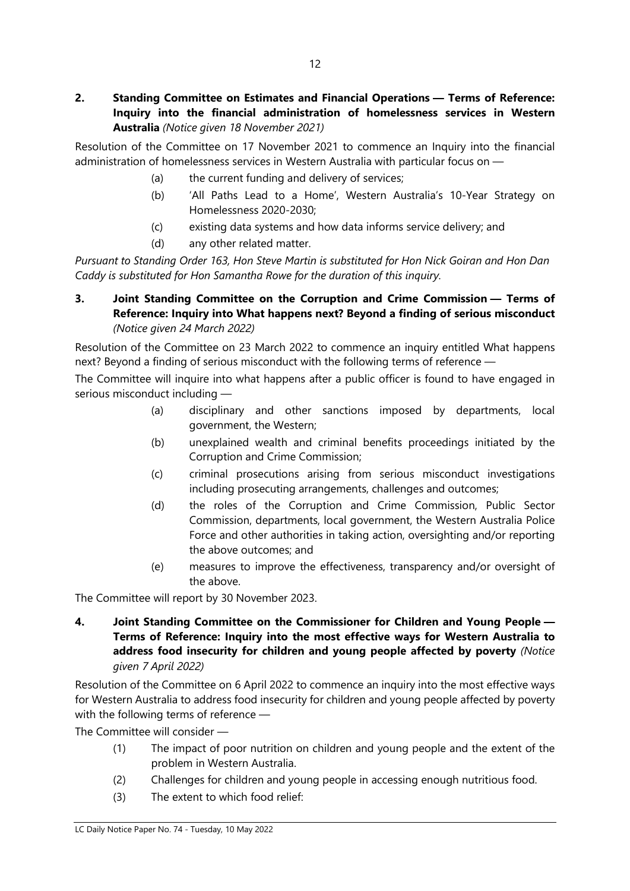**2. Standing Committee on Estimates and Financial Operations — Terms of Reference: Inquiry into the financial administration of homelessness services in Western Australia** *(Notice given 18 November 2021)*

Resolution of the Committee on 17 November 2021 to commence an Inquiry into the financial administration of homelessness services in Western Australia with particular focus on —

- (a) the current funding and delivery of services;
- (b) 'All Paths Lead to a Home', Western Australia's 10-Year Strategy on Homelessness 2020-2030;
- (c) existing data systems and how data informs service delivery; and
- (d) any other related matter.

*Pursuant to Standing Order 163, Hon Steve Martin is substituted for Hon Nick Goiran and Hon Dan Caddy is substituted for Hon Samantha Rowe for the duration of this inquiry.*

**3. Joint Standing Committee on the Corruption and Crime Commission — Terms of Reference: Inquiry into What happens next? Beyond a finding of serious misconduct** *(Notice given 24 March 2022)*

Resolution of the Committee on 23 March 2022 to commence an inquiry entitled What happens next? Beyond a finding of serious misconduct with the following terms of reference —

The Committee will inquire into what happens after a public officer is found to have engaged in serious misconduct including —

- (a) disciplinary and other sanctions imposed by departments, local government, the Western;
- (b) unexplained wealth and criminal benefits proceedings initiated by the Corruption and Crime Commission;
- (c) criminal prosecutions arising from serious misconduct investigations including prosecuting arrangements, challenges and outcomes;
- (d) the roles of the Corruption and Crime Commission, Public Sector Commission, departments, local government, the Western Australia Police Force and other authorities in taking action, oversighting and/or reporting the above outcomes; and
- (e) measures to improve the effectiveness, transparency and/or oversight of the above.

The Committee will report by 30 November 2023.

**4. Joint Standing Committee on the Commissioner for Children and Young People — Terms of Reference: Inquiry into the most effective ways for Western Australia to address food insecurity for children and young people affected by poverty** *(Notice given 7 April 2022)*

Resolution of the Committee on 6 April 2022 to commence an inquiry into the most effective ways for Western Australia to address food insecurity for children and young people affected by poverty with the following terms of reference —

The Committee will consider —

- (1) The impact of poor nutrition on children and young people and the extent of the problem in Western Australia.
- (2) Challenges for children and young people in accessing enough nutritious food.
- (3) The extent to which food relief: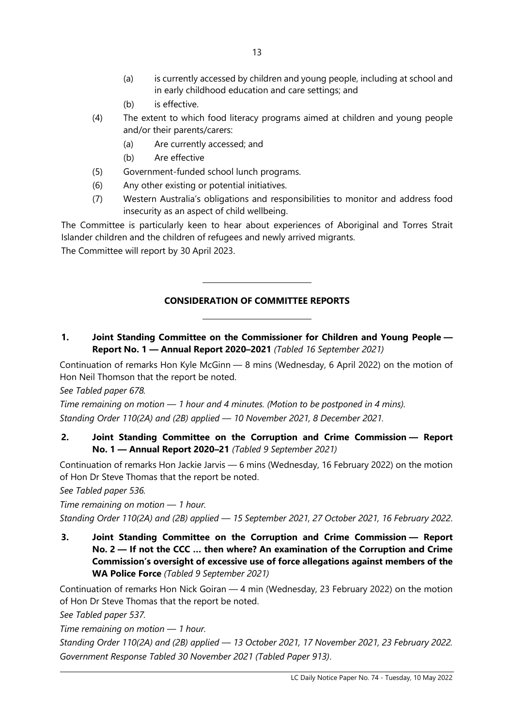(a) is currently accessed by children and young people, including at school and in early childhood education and care settings; and

(b) is effective.

(4) The extent to which food literacy programs aimed at children and young people and/or their parents/carers:

(a) Are currently accessed; and

(b) Are effective

(5) Government-funded school lunch programs.

(6) Any other existing or potential initiatives.

(7) Western Australia's obligations and responsibilities to monitor and address food insecurity as an aspect of child wellbeing.

The Committee is particularly keen to hear about experiences of Aboriginal and Torres Strait Islander children and the children of refugees and newly arrived migrants.

The Committee will report by 30 April 2023.

---

## CONSIDERATION OF COMMITTEE REPORTS

---

**1. Joint Standing Committee on the Commissioner for Children and Young People — Report No. 1 — Annual Report 2020–2021** *(Tabled 16 September 2021)*

Continuation of remarks Hon Kyle McGinn — 8 mins (Wednesday, 6 April 2022) on the motion of Hon Neil Thomson that the report be noted.

*See Tabled paper 678.*

*Time remaining on motion — 1 hour and 4 minutes. (Motion to be postponed in 4 mins).*

*Standing Order 110(2A) and (2B) applied — 10 November 2021, 8 December 2021.*

**2. Joint Standing Committee on the Corruption and Crime Commission — Report No. 1 — Annual Report 2020–21** *(Tabled 9 September 2021)*

Continuation of remarks Hon Jackie Jarvis — 6 mins (Wednesday, 16 February 2022) on the motion of Hon Dr Steve Thomas that the report be noted.

*See Tabled paper 536.*

*Time remaining on motion — 1 hour.*

*Standing Order 110(2A) and (2B) applied — 15 September 2021, 27 October 2021, 16 February 2022.*

**3. Joint Standing Committee on the Corruption and Crime Commission — Report No. 2 — If not the CCC … then where? An examination of the Corruption and Crime Commission's oversight of excessive use of force allegations against members of the WA Police Force** *(Tabled 9 September 2021)*

Continuation of remarks Hon Nick Goiran — 4 min (Wednesday, 23 February 2022) on the motion of Hon Dr Steve Thomas that the report be noted.

*See Tabled paper 537.*

*Time remaining on motion — 1 hour.*

*Standing Order 110(2A) and (2B) applied — 13 October 2021, 17 November 2021, 23 February 2022.*

*Government Response Tabled 30 November 2021 (Tabled Paper 913).*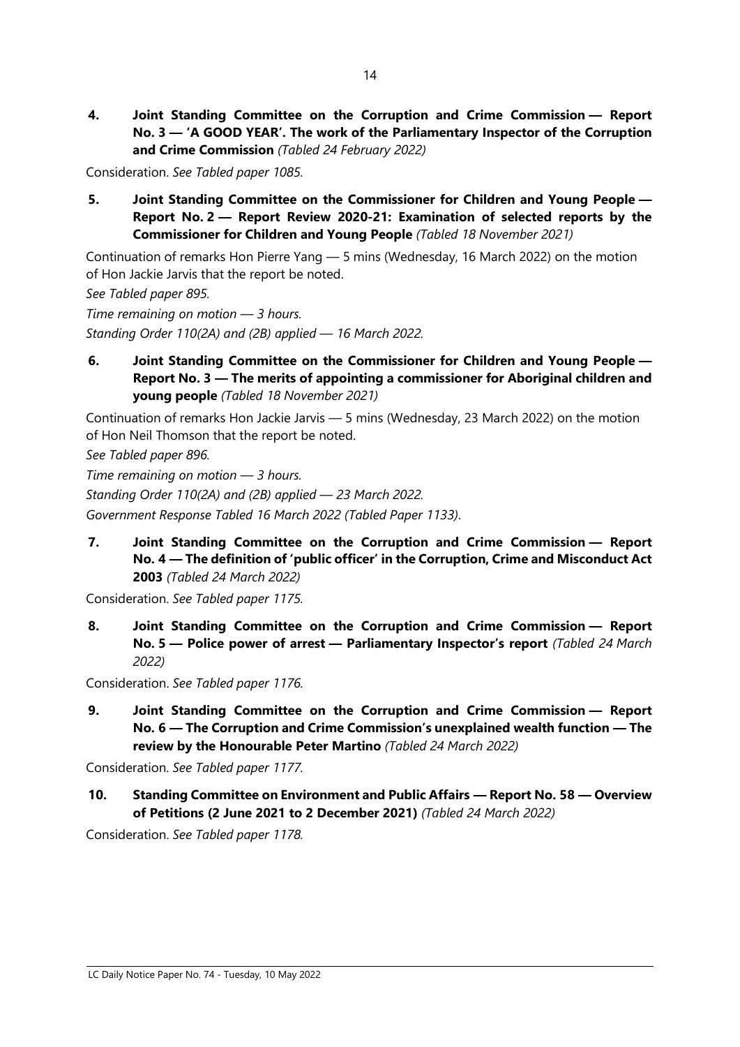**4. Joint Standing Committee on the Corruption and Crime Commission — Report No. 3 — 'A GOOD YEAR'. The work of the Parliamentary Inspector of the Corruption and Crime Commission** *(Tabled 24 February 2022)*

Consideration. *See Tabled paper 1085.*

**5. Joint Standing Committee on the Commissioner for Children and Young People — Report No. 2 — Report Review 2020-21: Examination of selected reports by the Commissioner for Children and Young People** *(Tabled 18 November 2021)*

Continuation of remarks Hon Pierre Yang — 5 mins (Wednesday, 16 March 2022) on the motion of Hon Jackie Jarvis that the report be noted.

*See Tabled paper 895.*

*Time remaining on motion — 3 hours.*

*Standing Order 110(2A) and (2B) applied — 16 March 2022.*

**6. Joint Standing Committee on the Commissioner for Children and Young People — Report No. 3 — The merits of appointing a commissioner for Aboriginal children and young people** *(Tabled 18 November 2021)*

Continuation of remarks Hon Jackie Jarvis — 5 mins (Wednesday, 23 March 2022) on the motion of Hon Neil Thomson that the report be noted.

*See Tabled paper 896.*

*Time remaining on motion — 3 hours.*

*Standing Order 110(2A) and (2B) applied — 23 March 2022.*

*Government Response Tabled 16 March 2022 (Tabled Paper 1133).*

**7. Joint Standing Committee on the Corruption and Crime Commission — Report No. 4 — The definition of 'public officer' in the Corruption, Crime and Misconduct Act 2003** *(Tabled 24 March 2022)*

Consideration. *See Tabled paper 1175.*

**8. Joint Standing Committee on the Corruption and Crime Commission — Report No. 5 — Police power of arrest — Parliamentary Inspector's report** *(Tabled 24 March 2022)*

Consideration. *See Tabled paper 1176.*

**9. Joint Standing Committee on the Corruption and Crime Commission — Report No. 6 — The Corruption and Crime Commission's unexplained wealth function — The review by the Honourable Peter Martino** *(Tabled 24 March 2022)*

Consideration. *See Tabled paper 1177.*

**10. Standing Committee on Environment and Public Affairs — Report No. 58 — Overview of Petitions (2 June 2021 to 2 December 2021)** *(Tabled 24 March 2022)*

Consideration. *See Tabled paper 1178.*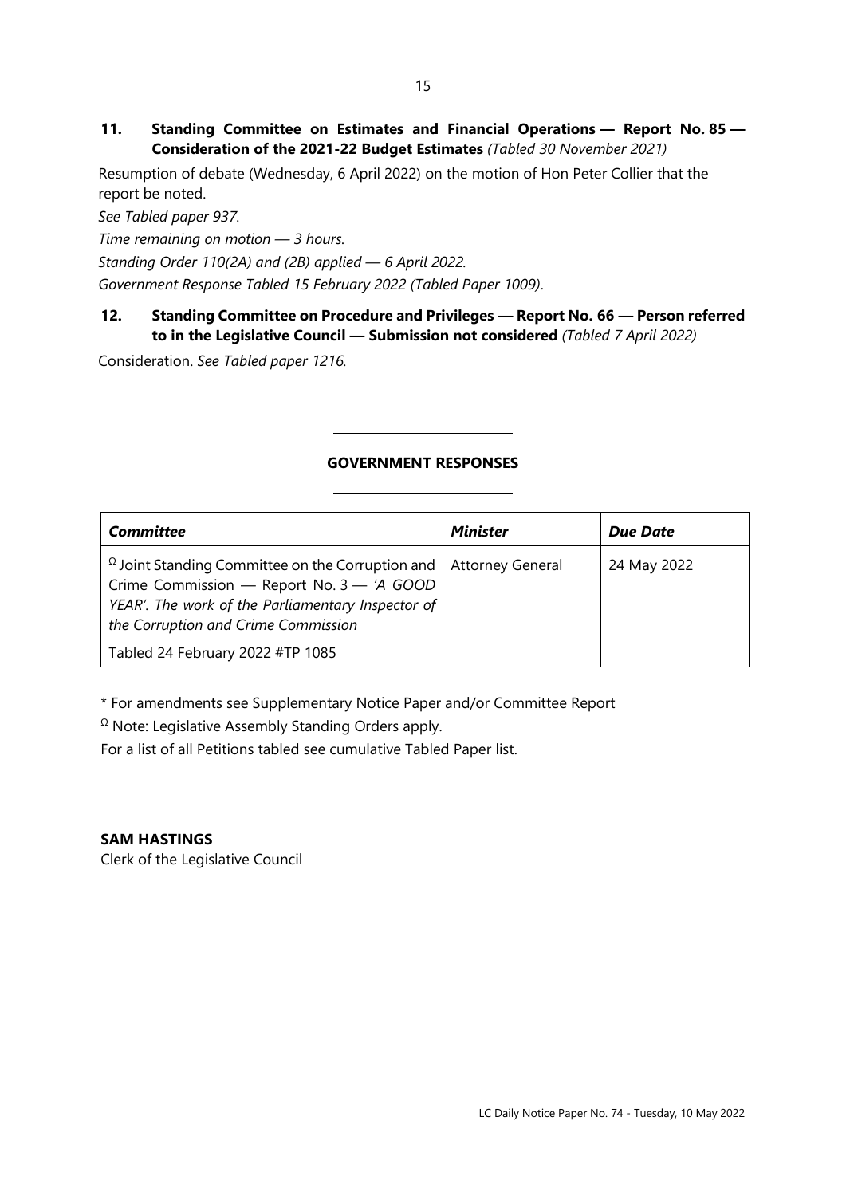**11. Standing Committee on Estimates and Financial Operations — Report No. 85 — Consideration of the 2021-22 Budget Estimates** *(Tabled 30 November 2021)*

Resumption of debate (Wednesday, 6 April 2022) on the motion of Hon Peter Collier that the report be noted.

*See Tabled paper 937.*

*Time remaining on motion — 3 hours.*

*Standing Order 110(2A) and (2B) applied — 6 April 2022.*

*Government Response Tabled 15 February 2022 (Tabled Paper 1009).*

**12. Standing Committee on Procedure and Privileges — Report No. 66 — Person referred to in the Legislative Council — Submission not considered** *(Tabled 7 April 2022)*

Consideration. *See Tabled paper 1216.*

---

## GOVERNMENT RESPONSES

---

| *Committee* | *Minister* | *Due Date* |
|---|---|---|
| Ω Joint Standing Committee on the Corruption and Crime Commission — Report No. 3 — *'A GOOD YEAR'. The work of the Parliamentary Inspector of the Corruption and Crime Commission*<br>Tabled 24 February 2022 #TP 1085 | Attorney General | 24 May 2022 |

\* For amendments see Supplementary Notice Paper and/or Committee Report

Ω Note: Legislative Assembly Standing Orders apply.

For a list of all Petitions tabled see cumulative Tabled Paper list.

**SAM HASTINGS**

Clerk of the Legislative Council